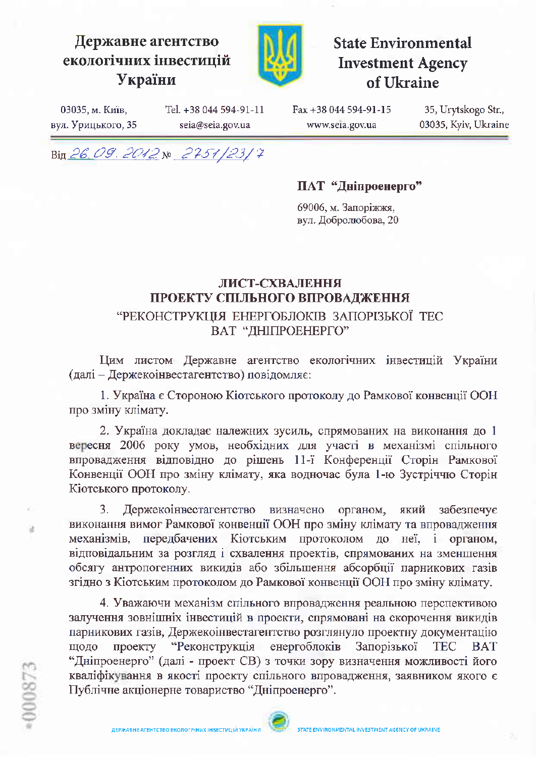**Державне агентство екологічних інвестицій України**

**State Environmental Investment Agency of Ukraine**

03035, м. Київ, вул. Урицького, 35 | Tel. +38 044 594-91-11 seia@seia.gov.ua | Fax +38 044 594-91-15 www.seia.gov.ua | 35, Urytskogo Str., 03035, Kyiv, Ukraine

Від 26.09.2012 № 2751/23/7

**ПАТ "Дніпроенерго"**

69006, м. Запоріжжя,
вул. Добролюбова, 20

## ЛИСТ-СХВАЛЕННЯ
## ПРОЕКТУ СПІЛЬНОГО ВПРОВАДЖЕННЯ
### "РЕКОНСТРУКЦІЯ ЕНЕРГОБЛОКІВ ЗАПОРІЗЬКОЇ ТЕС ВАТ "ДНІПРОЕНЕРГО"

Цим листом Державне агентство екологічних інвестицій України (далі – Держекоінвестагентство) повідомляє:

1. Україна є Стороною Кіотського протоколу до Рамкової конвенції ООН про зміну клімату.

2. Україна докладає належних зусиль, спрямованих на виконання до 1 вересня 2006 року умов, необхідних для участі в механізмі спільного впровадження відповідно до рішень 11-ї Конференції Сторін Рамкової Конвенції ООН про зміну клімату, яка водночас була 1-ю Зустріччю Сторін Кіотського протоколу.

3. Держекоінвестагентство визначено органом, який забезпечує виконання вимог Рамкової конвенції ООН про зміну клімату та впровадження механізмів, передбачених Кіотським протоколом до неї, і органом, відповідальним за розгляд і схвалення проектів, спрямованих на зменшення обсягу антропогенних викидів або збільшення абсорбції парникових газів згідно з Кіотським протоколом до Рамкової конвенції ООН про зміну клімату.

4. Уважаючи механізм спільного впровадження реальною перспективою залучення зовнішніх інвестицій в проекти, спрямовані на скорочення викидів парникових газів, Держекоінвестагентство розглянуло проектну документацію щодо проекту "Реконструкція енергоблоків Запорізької ТЕС ВАТ "Дніпроенерго" (далі - проект СВ) з точки зору визначення можливості його кваліфікування в якості проекту спільного впровадження, заявником якого є Публічне акціонерне товариство "Дніпроенерго".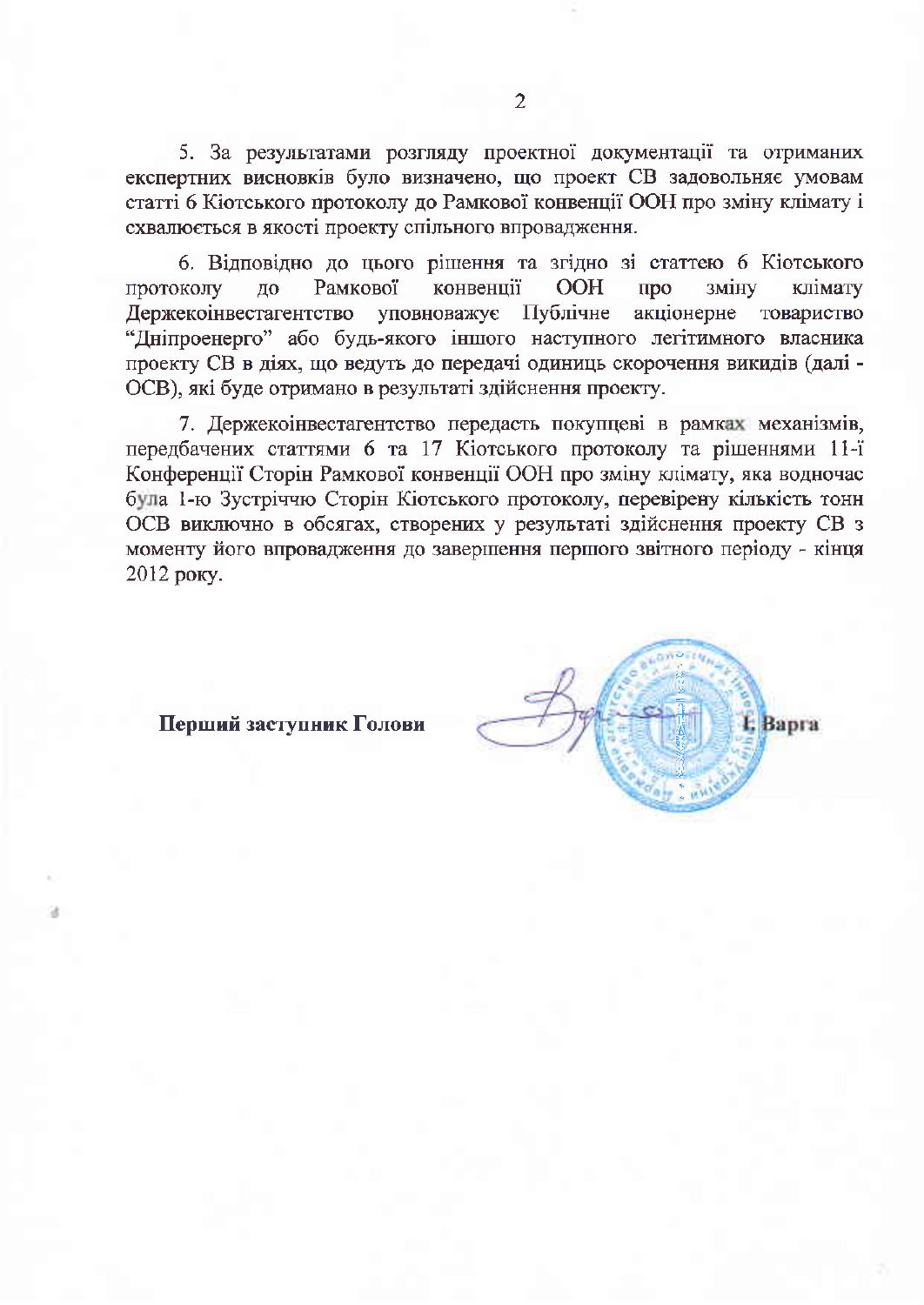5. За результатами розгляду проектної документації та отриманих експертних висновків було визначено, що проект СВ задовольняє умовам статті 6 Кіотського протоколу до Рамкової конвенції ООН про зміну клімату і схвалюється в якості проекту спільного впровадження.

6. Відповідно до цього рішення та згідно зі статтею 6 Кіотського протоколу до Рамкової конвенції ООН про зміну клімату Держекоінвестагентство уповноважує Публічне акціонерне товариство "Дніпроенерго" або будь-якого іншого наступного легітимного власника проекту СВ в діях, що ведуть до передачі одиниць скорочення викидів (далі - ОСВ), які буде отримано в результаті здійснення проекту.

7. Держекоінвестагентство передасть покупцеві в рамках механізмів, передбачених статтями 6 та 17 Кіотського протоколу та рішеннями 11-ї Конференції Сторін Рамкової конвенції ООН про зміну клімату, яка водночас була 1-ю Зустріччю Сторін Кіотського протоколу, перевірену кількість тонн ОСВ виключно в обсягах, створених у результаті здійснення проекту СВ з моменту його впровадження до завершення першого звітного періоду - кінця 2012 року.

**Перший заступник Голови** **І. Варга**